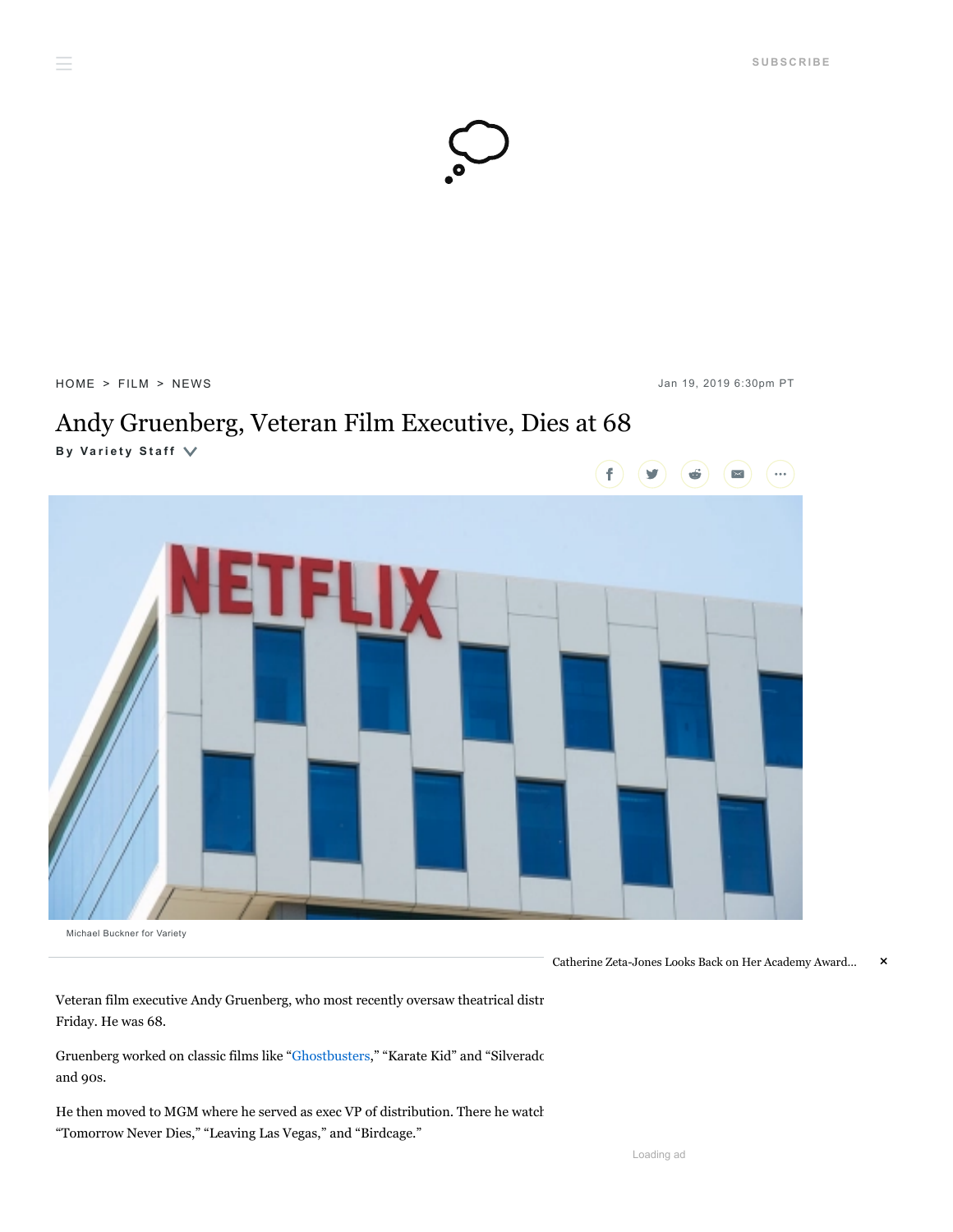HOME > FILM > NEWS

Jan 19, 2019 6:30pm PT

# Andy Gruenberg, Veteran Film Executive, Dies at 68

**By Variety Staff**

Michael Buckner for Variety

Veteran film executive Andy Gruenberg, who most recently oversaw theatrical distr Friday. He was 68.

Gruenberg worked on classic films like "Ghostbusters," "Karate Kid" and "Silveradc and 90s.

He then moved to MGM where he served as exec VP of distribution. There he watcl "Tomorrow Never Dies," "Leaving Las Vegas," and "Birdcage."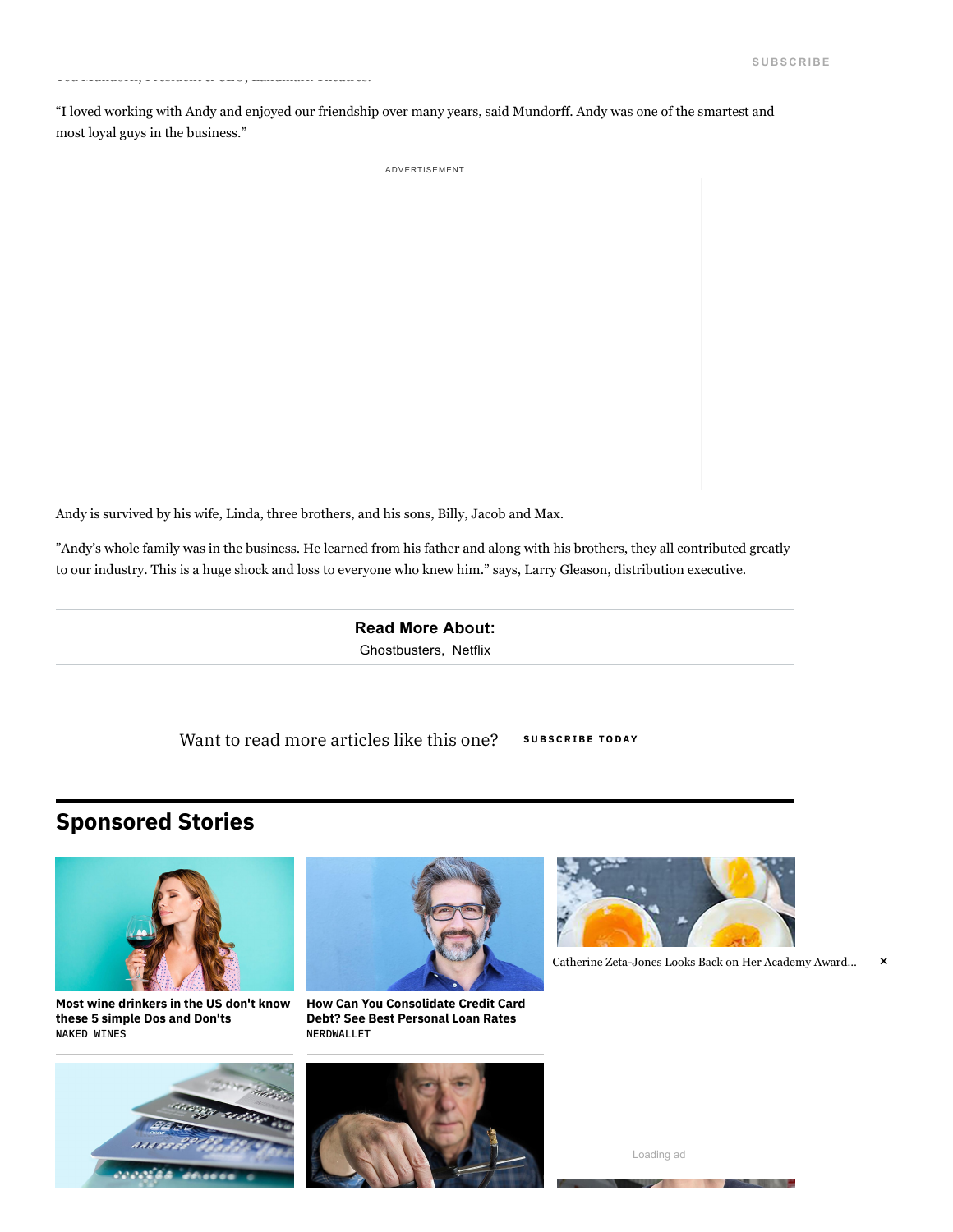"I loved working with Andy and enjoyed our friendship over many years, said Mundorff. Andy was one of the smartest and most loyal guys in the business."

Andy is survived by his wife, Linda, three brothers, and his sons, Billy, Jacob and Max.

"Andy's whole family was in the business. He learned from his father and along with his brothers, they all contributed greatly to our industry. This is a huge shock and loss to everyone who knew him." says, Larry Gleason, distribution executive.

**Read More About:**
Ghostbusters, Netflix